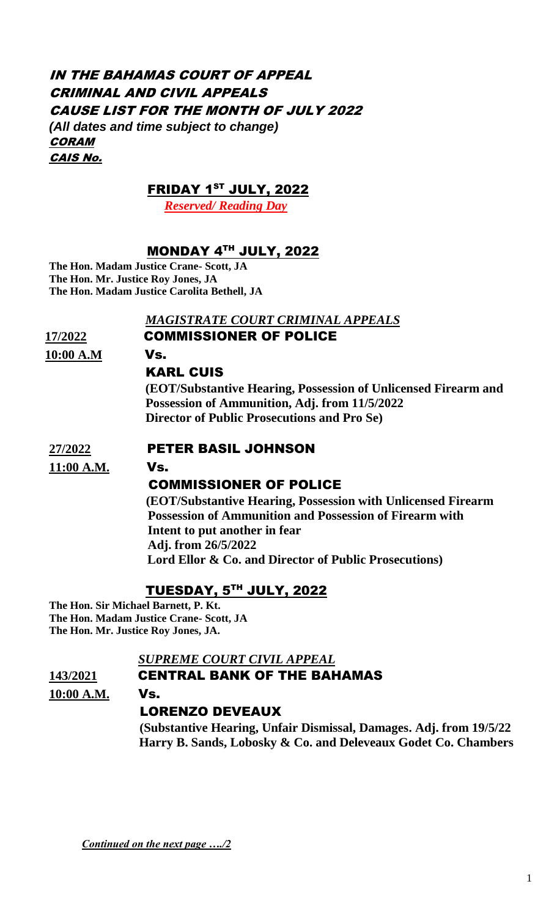# IN THE BAHAMAS COURT OF APPEAL
# CRIMINAL AND CIVIL APPEALS
# CAUSE LIST FOR THE MONTH OF JULY 2022

***(All dates and time subject to change)***

***CORAM***

***CAIS No.***

## FRIDAY 1ST JULY, 2022

***Reserved/ Reading Day***

## MONDAY 4TH JULY, 2022

**The Hon. Madam Justice Crane- Scott, JA**
**The Hon. Mr. Justice Roy Jones, JA**
**The Hon. Madam Justice Carolita Bethell, JA**

***MAGISTRATE COURT CRIMINAL APPEALS***

**17/2022** — **COMMISSIONER OF POLICE**

**10:00 A.M** — **Vs.**

**KARL CUIS**

**(EOT/Substantive Hearing, Possession of Unlicensed Firearm and Possession of Ammunition, Adj. from 11/5/2022**
**Director of Public Prosecutions and Pro Se)**

**27/2022** — **PETER BASIL JOHNSON**

**11:00 A.M.** — **Vs.**

**COMMISSIONER OF POLICE**

**(EOT/Substantive Hearing, Possession with Unlicensed Firearm Possession of Ammunition and Possession of Firearm with Intent to put another in fear**
**Adj. from 26/5/2022**
**Lord Ellor & Co. and Director of Public Prosecutions)**

## TUESDAY, 5TH JULY, 2022

**The Hon. Sir Michael Barnett, P. Kt.**
**The Hon. Madam Justice Crane- Scott, JA**
**The Hon. Mr. Justice Roy Jones, JA.**

***SUPREME COURT CIVIL APPEAL***

**143/2021** — **CENTRAL BANK OF THE BAHAMAS**

**10:00 A.M.** — **Vs.**

**LORENZO DEVEAUX**

**(Substantive Hearing, Unfair Dismissal, Damages. Adj. from 19/5/22**
**Harry B. Sands, Lobosky & Co. and Deleveaux Godet Co. Chambers**

***Continued on the next page …./2***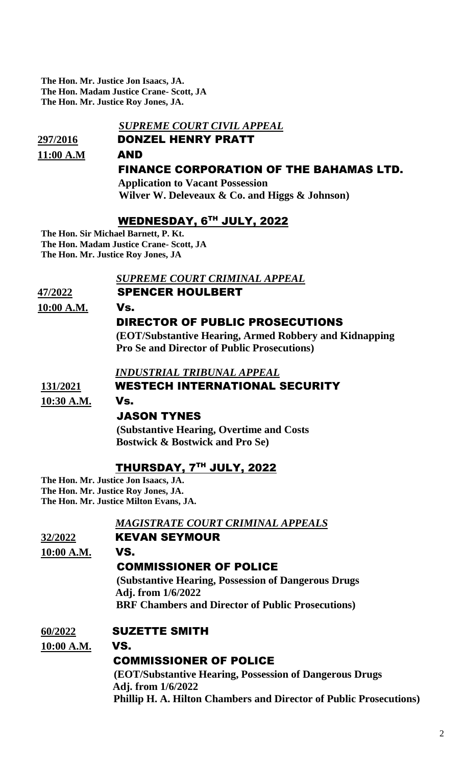**The Hon. Mr. Justice Jon Isaacs, JA.**
**The Hon. Madam Justice Crane- Scott, JA**
**The Hon. Mr. Justice Roy Jones, JA.**

***SUPREME COURT CIVIL APPEAL***

**297/2016** **DONZEL HENRY PRATT**

**11:00 A.M** **AND**

**FINANCE CORPORATION OF THE BAHAMAS LTD.**

**Application to Vacant Possession**
**Wilver W. Deleveaux & Co. and Higgs & Johnson)**

## WEDNESDAY, 6TH JULY, 2022

**The Hon. Sir Michael Barnett, P. Kt.**
**The Hon. Madam Justice Crane- Scott, JA**
**The Hon. Mr. Justice Roy Jones, JA**

***SUPREME COURT CRIMINAL APPEAL***

**47/2022** **SPENCER HOULBERT**

**10:00 A.M.** **Vs.**

**DIRECTOR OF PUBLIC PROSECUTIONS**

**(EOT/Substantive Hearing, Armed Robbery and Kidnapping**
**Pro Se and Director of Public Prosecutions)**

***INDUSTRIAL TRIBUNAL APPEAL***

**131/2021** **WESTECH INTERNATIONAL SECURITY**

**10:30 A.M.** **Vs.**

**JASON TYNES**

**(Substantive Hearing, Overtime and Costs**
**Bostwick & Bostwick and Pro Se)**

## THURSDAY, 7TH JULY, 2022

**The Hon. Mr. Justice Jon Isaacs, JA.**
**The Hon. Mr. Justice Roy Jones, JA.**
**The Hon. Mr. Justice Milton Evans, JA.**

***MAGISTRATE COURT CRIMINAL APPEALS***

**32/2022** **KEVAN SEYMOUR**

**10:00 A.M.** **VS.**

**COMMISSIONER OF POLICE**

**(Substantive Hearing, Possession of Dangerous Drugs**
**Adj. from 1/6/2022**
**BRF Chambers and Director of Public Prosecutions)**

**60/2022** **SUZETTE SMITH**

**10:00 A.M.** **VS.**

**COMMISSIONER OF POLICE**

**(EOT/Substantive Hearing, Possession of Dangerous Drugs**
**Adj. from 1/6/2022**
**Phillip H. A. Hilton Chambers and Director of Public Prosecutions)**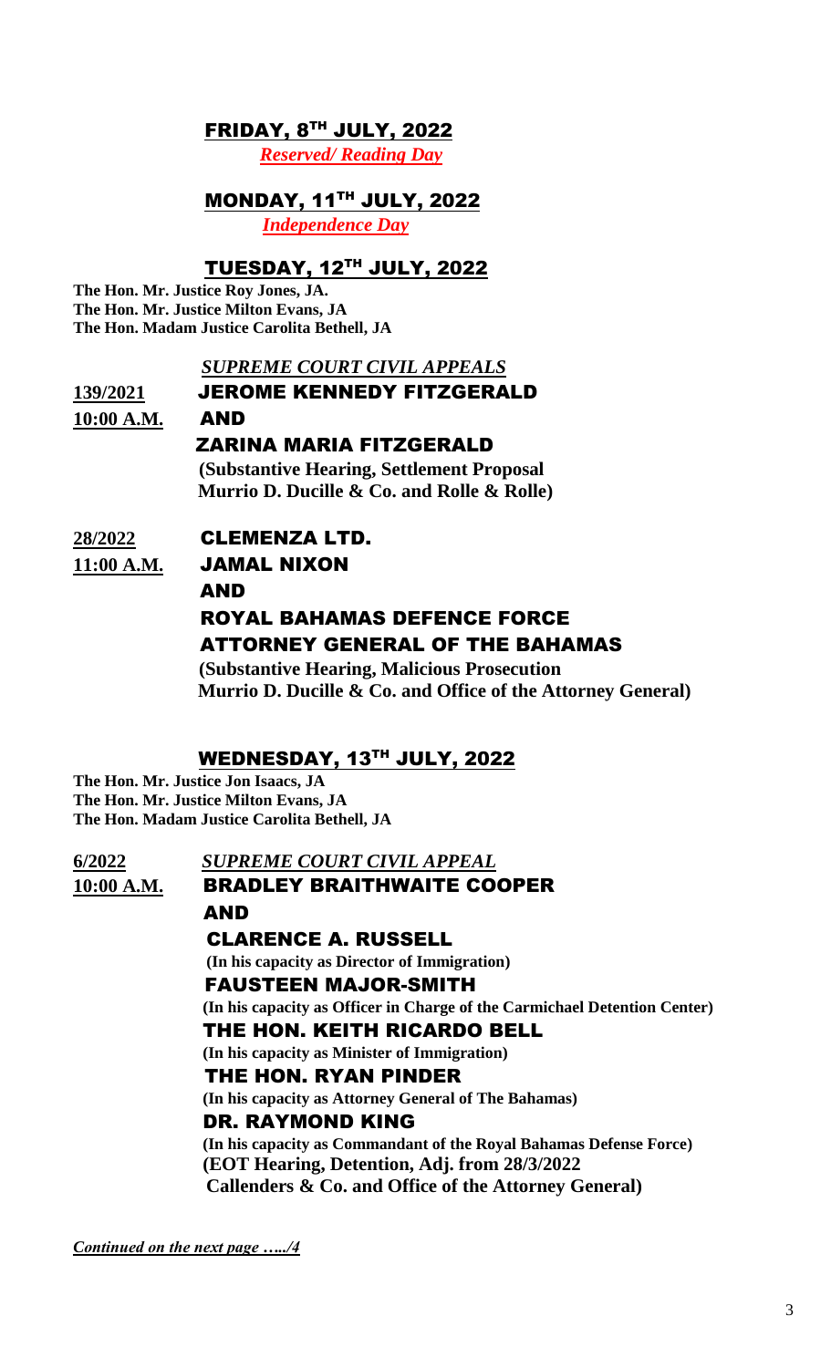## FRIDAY, 8TH JULY, 2022

***Reserved/ Reading Day***

## MONDAY, 11TH JULY, 2022

***Independence Day***

## TUESDAY, 12TH JULY, 2022

**The Hon. Mr. Justice Roy Jones, JA.**
**The Hon. Mr. Justice Milton Evans, JA**
**The Hon. Madam Justice Carolita Bethell, JA**

***SUPREME COURT CIVIL APPEALS***

**139/2021** **JEROME KENNEDY FITZGERALD**
**10:00 A.M.** **AND**
**ZARINA MARIA FITZGERALD**
**(Substantive Hearing, Settlement Proposal**
**Murrio D. Ducille & Co. and Rolle & Rolle)**

**28/2022** **CLEMENZA LTD.**
**11:00 A.M.** **JAMAL NIXON**
**AND**
**ROYAL BAHAMAS DEFENCE FORCE**
**ATTORNEY GENERAL OF THE BAHAMAS**
**(Substantive Hearing, Malicious Prosecution**
**Murrio D. Ducille & Co. and Office of the Attorney General)**

## WEDNESDAY, 13TH JULY, 2022

**The Hon. Mr. Justice Jon Isaacs, JA**
**The Hon. Mr. Justice Milton Evans, JA**
**The Hon. Madam Justice Carolita Bethell, JA**

**6/2022** ***SUPREME COURT CIVIL APPEAL***
**10:00 A.M.** **BRADLEY BRAITHWAITE COOPER**
**AND**
**CLARENCE A. RUSSELL**
**(In his capacity as Director of Immigration)**
**FAUSTEEN MAJOR-SMITH**
**(In his capacity as Officer in Charge of the Carmichael Detention Center)**
**THE HON. KEITH RICARDO BELL**
**(In his capacity as Minister of Immigration)**
**THE HON. RYAN PINDER**
**(In his capacity as Attorney General of The Bahamas)**
**DR. RAYMOND KING**
**(In his capacity as Commandant of the Royal Bahamas Defense Force)**
**(EOT Hearing, Detention, Adj. from 28/3/2022**
**Callenders & Co. and Office of the Attorney General)**

***Continued on the next page …../4***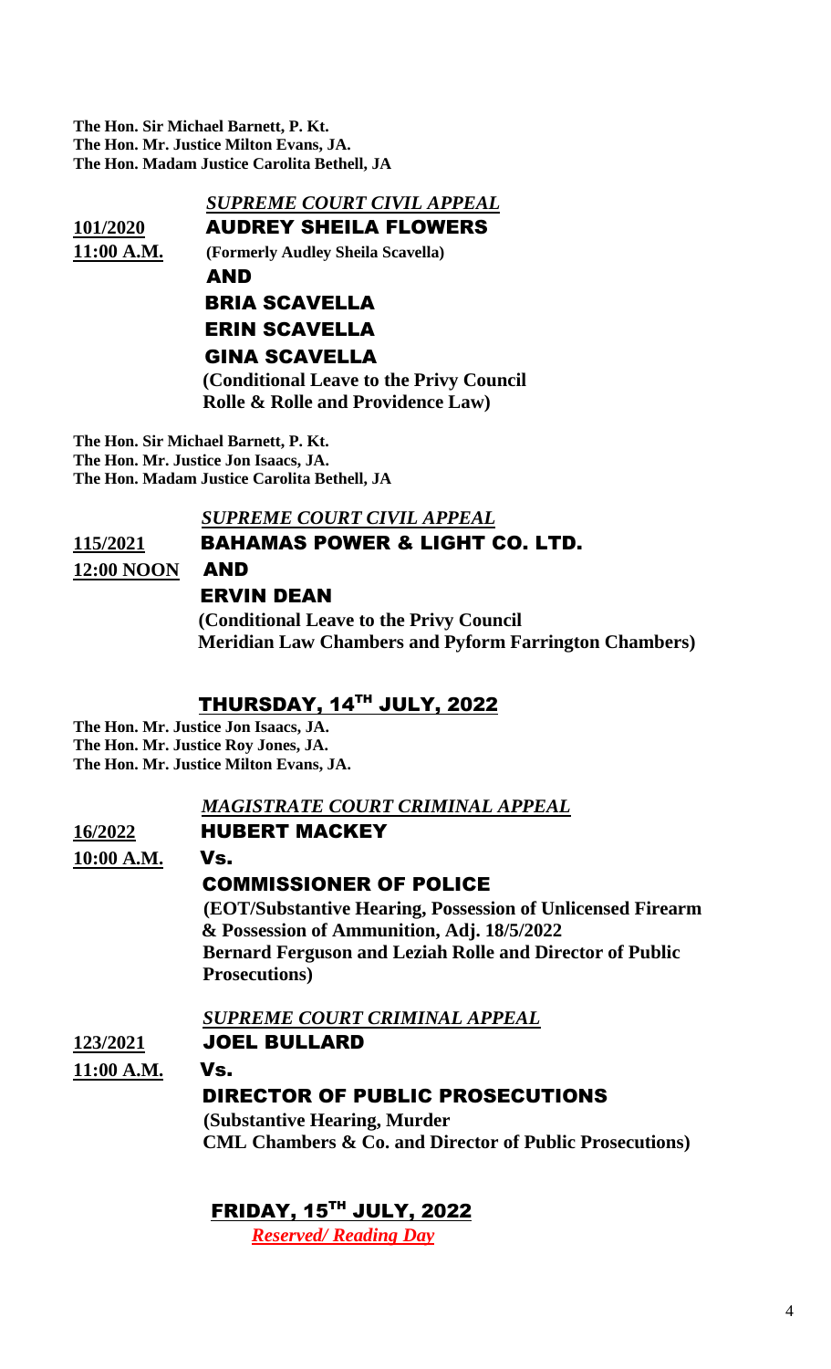**The Hon. Sir Michael Barnett, P. Kt.**
**The Hon. Mr. Justice Milton Evans, JA.**
**The Hon. Madam Justice Carolita Bethell, JA**

***SUPREME COURT CIVIL APPEAL***

**101/2020** **AUDREY SHEILA FLOWERS**
**11:00 A.M.** **(Formerly Audley Sheila Scavella)**

**AND**

**BRIA SCAVELLA**
**ERIN SCAVELLA**
**GINA SCAVELLA**

**(Conditional Leave to the Privy Council**
**Rolle & Rolle and Providence Law)**

**The Hon. Sir Michael Barnett, P. Kt.**
**The Hon. Mr. Justice Jon Isaacs, JA.**
**The Hon. Madam Justice Carolita Bethell, JA**

***SUPREME COURT CIVIL APPEAL***

**115/2021** **BAHAMAS POWER & LIGHT CO. LTD.**
**12:00 NOON** **AND**

**ERVIN DEAN**

**(Conditional Leave to the Privy Council**
**Meridian Law Chambers and Pyform Farrington Chambers)**

## THURSDAY, 14TH JULY, 2022

**The Hon. Mr. Justice Jon Isaacs, JA.**
**The Hon. Mr. Justice Roy Jones, JA.**
**The Hon. Mr. Justice Milton Evans, JA.**

***MAGISTRATE COURT CRIMINAL APPEAL***

**16/2022** **HUBERT MACKEY**
**10:00 A.M.** **Vs.**

**COMMISSIONER OF POLICE**

**(EOT/Substantive Hearing, Possession of Unlicensed Firearm**
**& Possession of Ammunition, Adj. 18/5/2022**
**Bernard Ferguson and Leziah Rolle and Director of Public**
**Prosecutions)**

***SUPREME COURT CRIMINAL APPEAL***

**123/2021** **JOEL BULLARD**
**11:00 A.M.** **Vs.**

**DIRECTOR OF PUBLIC PROSECUTIONS**

**(Substantive Hearing, Murder**
**CML Chambers & Co. and Director of Public Prosecutions)**

## FRIDAY, 15TH JULY, 2022

***Reserved/ Reading Day***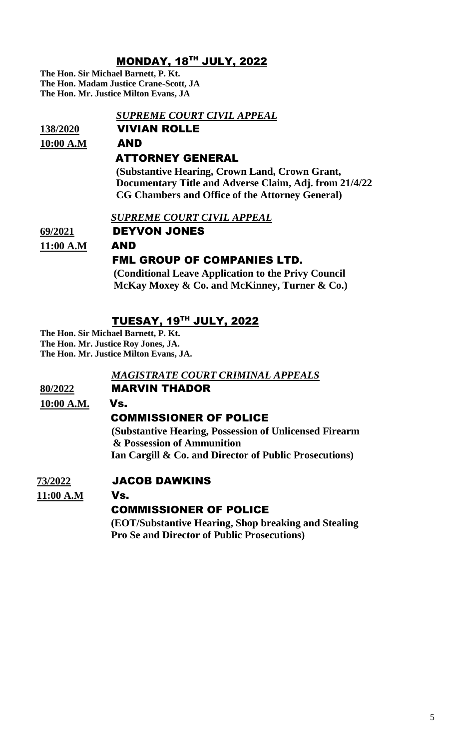## MONDAY, 18TH JULY, 2022

**The Hon. Sir Michael Barnett, P. Kt.**
**The Hon. Madam Justice Crane-Scott, JA**
**The Hon. Mr. Justice Milton Evans, JA**

***SUPREME COURT CIVIL APPEAL***

**138/2020** **VIVIAN ROLLE**

**10:00 A.M** **AND**

**ATTORNEY GENERAL**

**(Substantive Hearing, Crown Land, Crown Grant, Documentary Title and Adverse Claim, Adj. from 21/4/22 CG Chambers and Office of the Attorney General)**

***SUPREME COURT CIVIL APPEAL***

**69/2021** **DEYVON JONES**

**11:00 A.M** **AND**

**FML GROUP OF COMPANIES LTD.**

**(Conditional Leave Application to the Privy Council McKay Moxey & Co. and McKinney, Turner & Co.)**

## TUESAY, 19TH JULY, 2022

**The Hon. Sir Michael Barnett, P. Kt.**
**The Hon. Mr. Justice Roy Jones, JA.**
**The Hon. Mr. Justice Milton Evans, JA.**

***MAGISTRATE COURT CRIMINAL APPEALS***

**80/2022** **MARVIN THADOR**

**10:00 A.M.** **Vs.**

**COMMISSIONER OF POLICE**

**(Substantive Hearing, Possession of Unlicensed Firearm & Possession of Ammunition**
**Ian Cargill & Co. and Director of Public Prosecutions)**

**73/2022** **JACOB DAWKINS**

**11:00 A.M** **Vs.**

**COMMISSIONER OF POLICE**

**(EOT/Substantive Hearing, Shop breaking and Stealing**
**Pro Se and Director of Public Prosecutions)**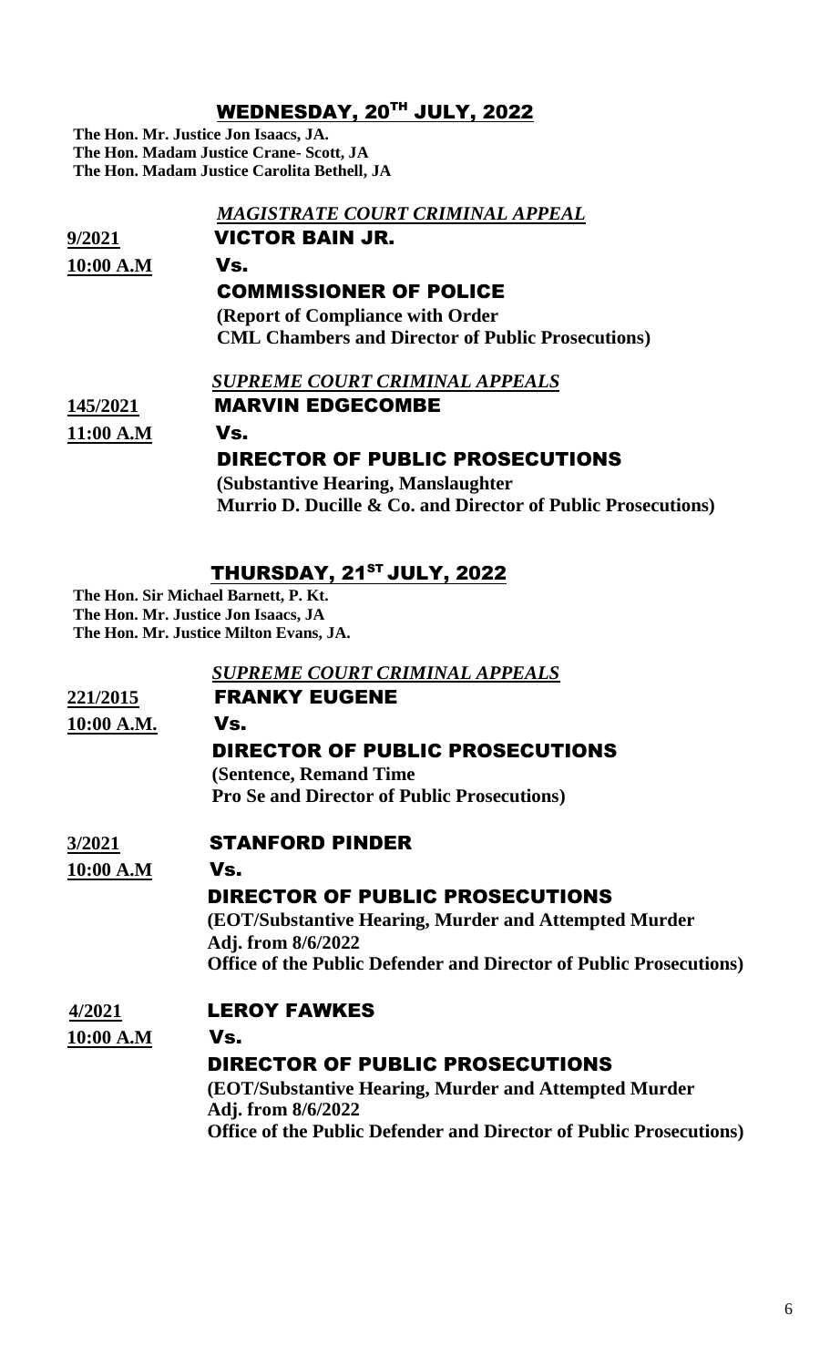## WEDNESDAY, 20TH JULY, 2022

**The Hon. Mr. Justice Jon Isaacs, JA.**
**The Hon. Madam Justice Crane- Scott, JA**
**The Hon. Madam Justice Carolita Bethell, JA**

***MAGISTRATE COURT CRIMINAL APPEAL***

**9/2021** **VICTOR BAIN JR.**
**10:00 A.M** **Vs.**
**COMMISSIONER OF POLICE**
**(Report of Compliance with Order**
**CML Chambers and Director of Public Prosecutions)**

***SUPREME COURT CRIMINAL APPEALS***

**145/2021** **MARVIN EDGECOMBE**
**11:00 A.M** **Vs.**
**DIRECTOR OF PUBLIC PROSECUTIONS**
**(Substantive Hearing, Manslaughter**
**Murrio D. Ducille & Co. and Director of Public Prosecutions)**

## THURSDAY, 21ST JULY, 2022

**The Hon. Sir Michael Barnett, P. Kt.**
**The Hon. Mr. Justice Jon Isaacs, JA**
**The Hon. Mr. Justice Milton Evans, JA.**

***SUPREME COURT CRIMINAL APPEALS***

**221/2015** **FRANKY EUGENE**
**10:00 A.M.** **Vs.**
**DIRECTOR OF PUBLIC PROSECUTIONS**
**(Sentence, Remand Time**
**Pro Se and Director of Public Prosecutions)**

**3/2021** **STANFORD PINDER**
**10:00 A.M** **Vs.**
**DIRECTOR OF PUBLIC PROSECUTIONS**
**(EOT/Substantive Hearing, Murder and Attempted Murder**
**Adj. from 8/6/2022**
**Office of the Public Defender and Director of Public Prosecutions)**

**4/2021** **LEROY FAWKES**
**10:00 A.M** **Vs.**
**DIRECTOR OF PUBLIC PROSECUTIONS**
**(EOT/Substantive Hearing, Murder and Attempted Murder**
**Adj. from 8/6/2022**
**Office of the Public Defender and Director of Public Prosecutions)**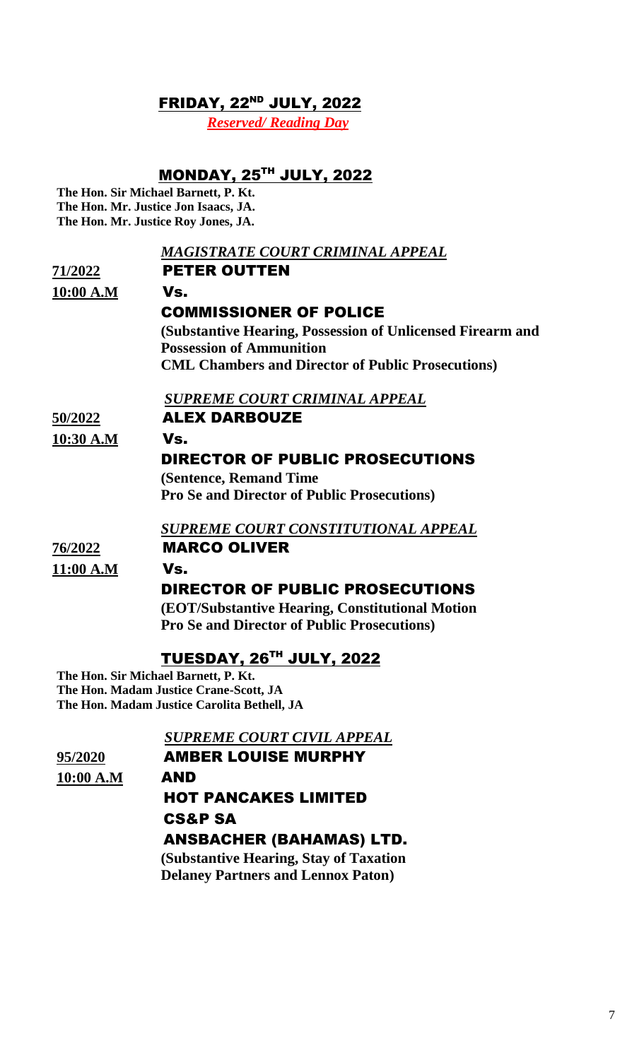## FRIDAY, 22ND JULY, 2022

***Reserved/ Reading Day***

## MONDAY, 25TH JULY, 2022

**The Hon. Sir Michael Barnett, P. Kt.**
**The Hon. Mr. Justice Jon Isaacs, JA.**
**The Hon. Mr. Justice Roy Jones, JA.**

***MAGISTRATE COURT CRIMINAL APPEAL***

**71/2022** — **PETER OUTTEN**

**10:00 A.M** — **Vs.**

**COMMISSIONER OF POLICE**

**(Substantive Hearing, Possession of Unlicensed Firearm and Possession of Ammunition**
**CML Chambers and Director of Public Prosecutions)**

***SUPREME COURT CRIMINAL APPEAL***

**50/2022** — **ALEX DARBOUZE**

**10:30 A.M** — **Vs.**

**DIRECTOR OF PUBLIC PROSECUTIONS**

**(Sentence, Remand Time**
**Pro Se and Director of Public Prosecutions)**

***SUPREME COURT CONSTITUTIONAL APPEAL***

**76/2022** — **MARCO OLIVER**

**11:00 A.M** — **Vs.**

**DIRECTOR OF PUBLIC PROSECUTIONS**

**(EOT/Substantive Hearing, Constitutional Motion**
**Pro Se and Director of Public Prosecutions)**

## TUESDAY, 26TH JULY, 2022

**The Hon. Sir Michael Barnett, P. Kt.**
**The Hon. Madam Justice Crane-Scott, JA**
**The Hon. Madam Justice Carolita Bethell, JA**

***SUPREME COURT CIVIL APPEAL***

**95/2020** — **AMBER LOUISE MURPHY**

**10:00 A.M** — **AND**

**HOT PANCAKES LIMITED**
**CS&P SA**
**ANSBACHER (BAHAMAS) LTD.**

**(Substantive Hearing, Stay of Taxation**
**Delaney Partners and Lennox Paton)**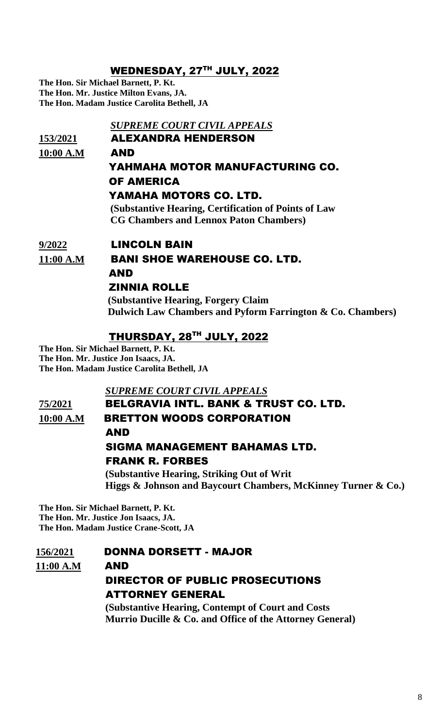## WEDNESDAY, 27TH JULY, 2022

**The Hon. Sir Michael Barnett, P. Kt.**
**The Hon. Mr. Justice Milton Evans, JA.**
**The Hon. Madam Justice Carolita Bethell, JA**

***SUPREME COURT CIVIL APPEALS***

**<u>153/2021</u>** **ALEXANDRA HENDERSON**

**<u>10:00 A.M</u>** **AND**

**YAHMAHA MOTOR MANUFACTURING CO. OF AMERICA**
**YAMAHA MOTORS CO. LTD.**
**(Substantive Hearing, Certification of Points of Law**
**CG Chambers and Lennox Paton Chambers)**

**<u>9/2022</u>** **LINCOLN BAIN**

**<u>11:00 A.M</u>** **BANI SHOE WAREHOUSE CO. LTD.**

**AND**

**ZINNIA ROLLE**
**(Substantive Hearing, Forgery Claim**
**Dulwich Law Chambers and Pyform Farrington & Co. Chambers)**

## THURSDAY, 28TH JULY, 2022

**The Hon. Sir Michael Barnett, P. Kt.**
**The Hon. Mr. Justice Jon Isaacs, JA.**
**The Hon. Madam Justice Carolita Bethell, JA**

***SUPREME COURT CIVIL APPEALS***

**<u>75/2021</u>** **BELGRAVIA INTL. BANK & TRUST CO. LTD.**

**<u>10:00 A.M</u>** **BRETTON WOODS CORPORATION**

**AND**

**SIGMA MANAGEMENT BAHAMAS LTD.**
**FRANK R. FORBES**
**(Substantive Hearing, Striking Out of Writ**
**Higgs & Johnson and Baycourt Chambers, McKinney Turner & Co.)**

**The Hon. Sir Michael Barnett, P. Kt.**
**The Hon. Mr. Justice Jon Isaacs, JA.**
**The Hon. Madam Justice Crane-Scott, JA**

**<u>156/2021</u>** **DONNA DORSETT - MAJOR**

**<u>11:00 A.M</u>** **AND**

**DIRECTOR OF PUBLIC PROSECUTIONS**
**ATTORNEY GENERAL**
**(Substantive Hearing, Contempt of Court and Costs**
**Murrio Ducille & Co. and Office of the Attorney General)**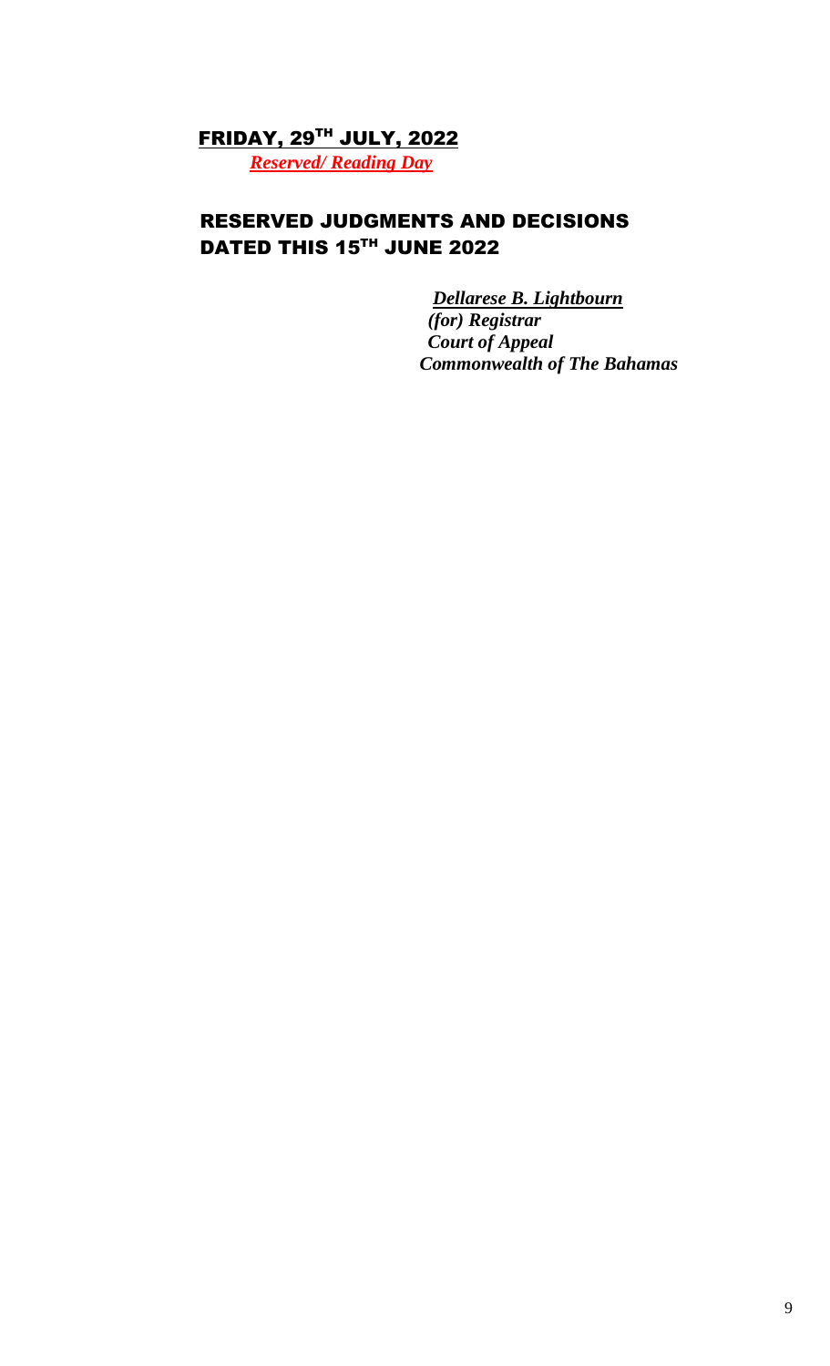**FRIDAY, 29TH JULY, 2022**

***Reserved/ Reading Day***

## RESERVED JUDGMENTS AND DECISIONS DATED THIS 15TH JUNE 2022

***Dellarese B. Lightbourn***
***(for) Registrar***
***Court of Appeal***
***Commonwealth of The Bahamas***